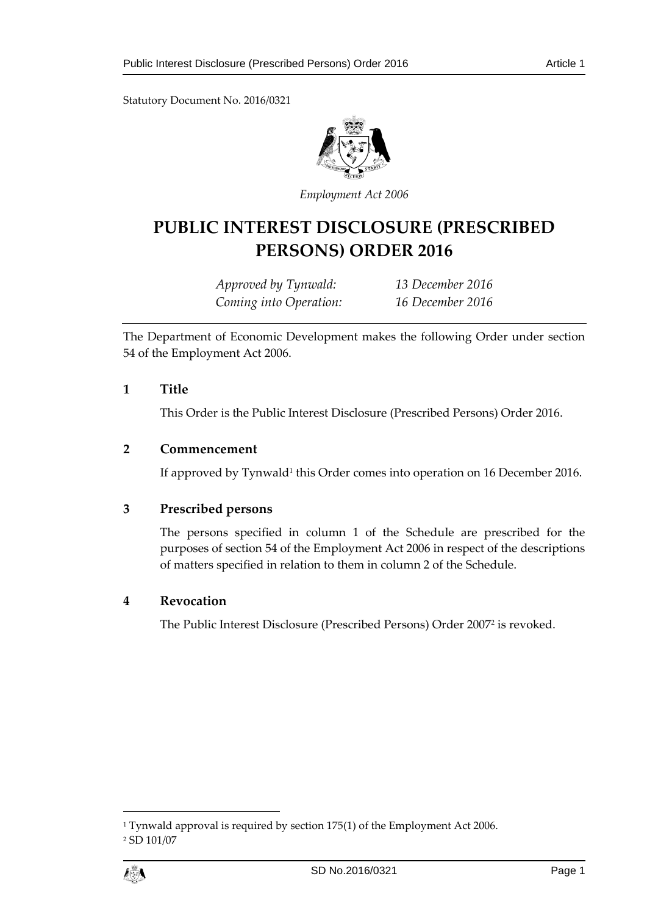Statutory Document No. 2016/0321

*Employment Act 2006*

# PUBLIC INTEREST DISCLOSURE (PRESCRIBED PERSONS) ORDER 2016

*Approved by Tynwald:* *13 December 2016*
*Coming into Operation:* *16 December 2016*

The Department of Economic Development makes the following Order under section 54 of the Employment Act 2006.

## 1 Title

This Order is the Public Interest Disclosure (Prescribed Persons) Order 2016.

## 2 Commencement

If approved by Tynwald[1] this Order comes into operation on 16 December 2016.

## 3 Prescribed persons

The persons specified in column 1 of the Schedule are prescribed for the purposes of section 54 of the Employment Act 2006 in respect of the descriptions of matters specified in relation to them in column 2 of the Schedule.

## 4 Revocation

The Public Interest Disclosure (Prescribed Persons) Order 2007[2] is revoked.

---

[1] Tynwald approval is required by section 175(1) of the Employment Act 2006.

[2] SD 101/07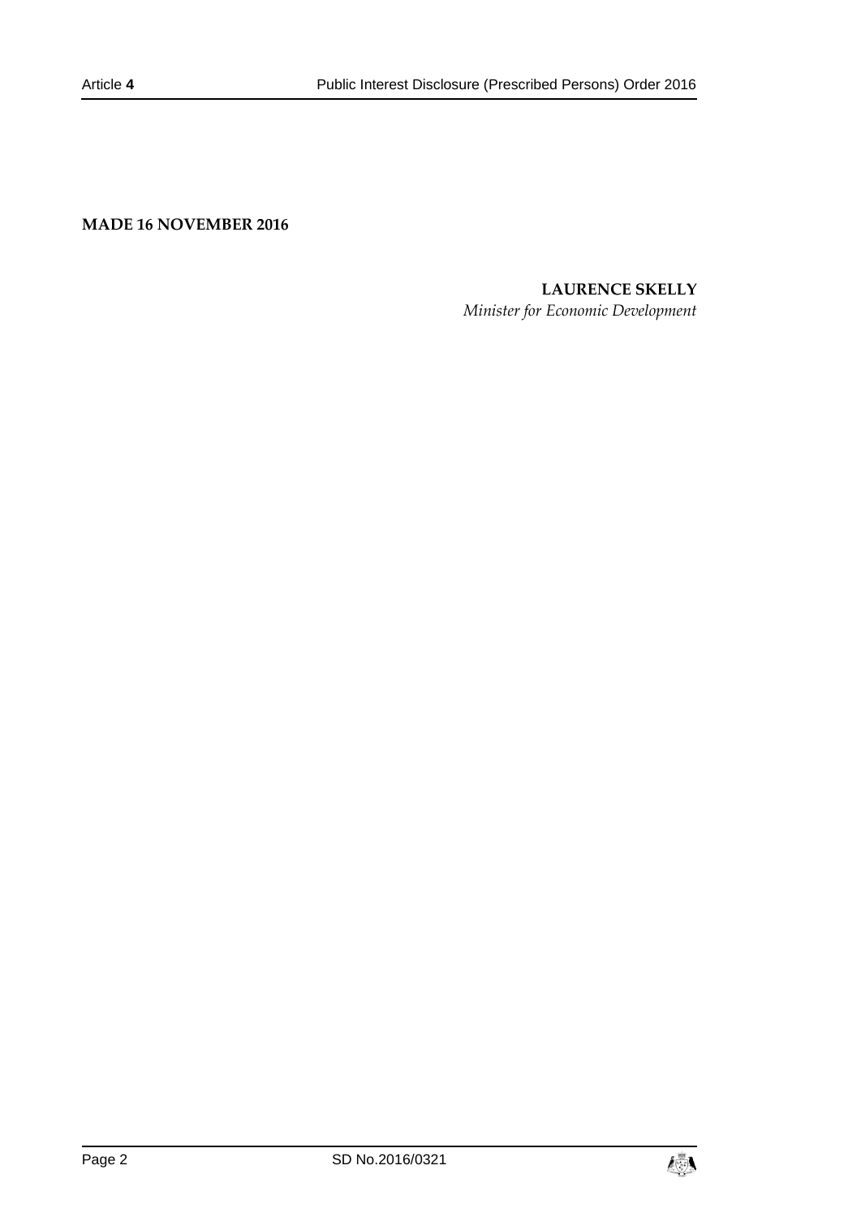**MADE 16 NOVEMBER 2016**

**LAURENCE SKELLY**
*Minister for Economic Development*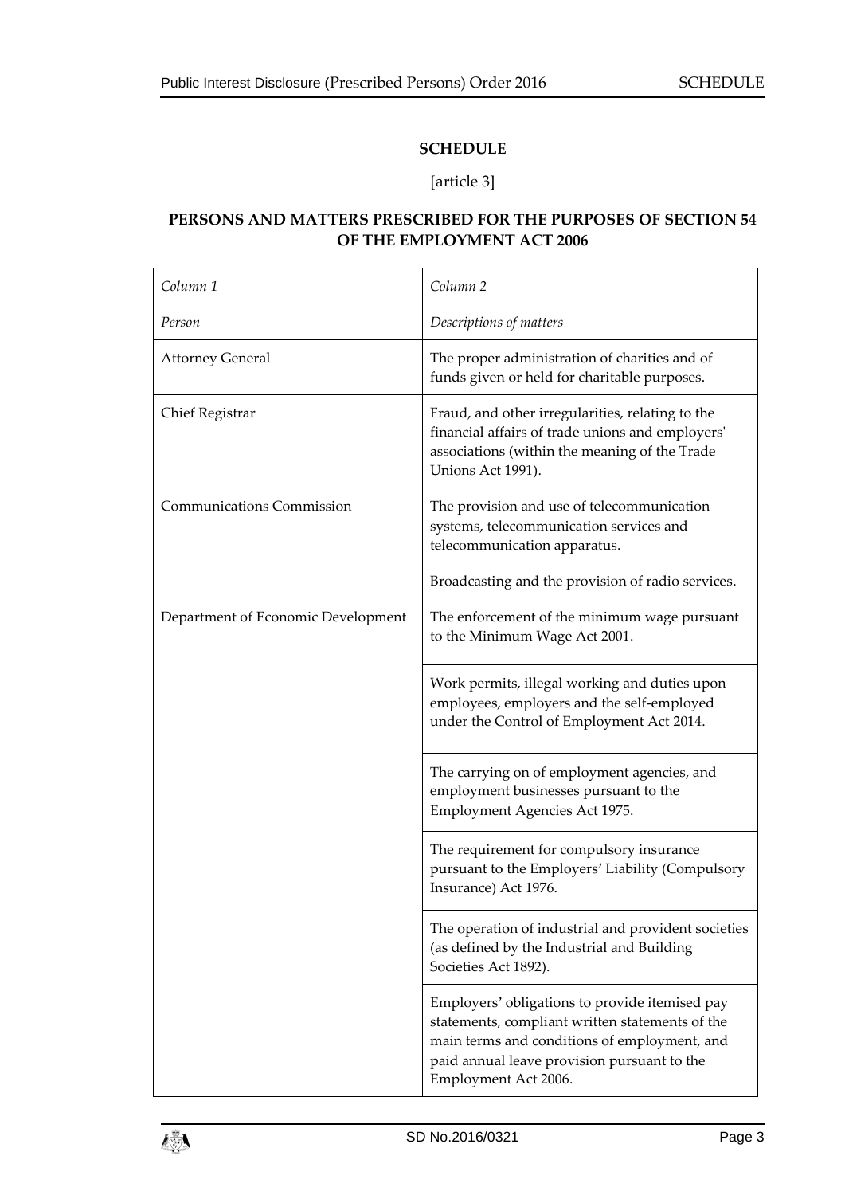**SCHEDULE**

[article 3]

**PERSONS AND MATTERS PRESCRIBED FOR THE PURPOSES OF SECTION 54 OF THE EMPLOYMENT ACT 2006**

| *Column 1* | *Column 2* |
|---|---|
| *Person* | *Descriptions of matters* |
| Attorney General | The proper administration of charities and of funds given or held for charitable purposes. |
| Chief Registrar | Fraud, and other irregularities, relating to the financial affairs of trade unions and employers' associations (within the meaning of the Trade Unions Act 1991). |
| Communications Commission | The provision and use of telecommunication systems, telecommunication services and telecommunication apparatus. |
| | Broadcasting and the provision of radio services. |
| Department of Economic Development | The enforcement of the minimum wage pursuant to the Minimum Wage Act 2001. |
| | Work permits, illegal working and duties upon employees, employers and the self-employed under the Control of Employment Act 2014. |
| | The carrying on of employment agencies, and employment businesses pursuant to the Employment Agencies Act 1975. |
| | The requirement for compulsory insurance pursuant to the Employers' Liability (Compulsory Insurance) Act 1976. |
| | The operation of industrial and provident societies (as defined by the Industrial and Building Societies Act 1892). |
| | Employers' obligations to provide itemised pay statements, compliant written statements of the main terms and conditions of employment, and paid annual leave provision pursuant to the Employment Act 2006. |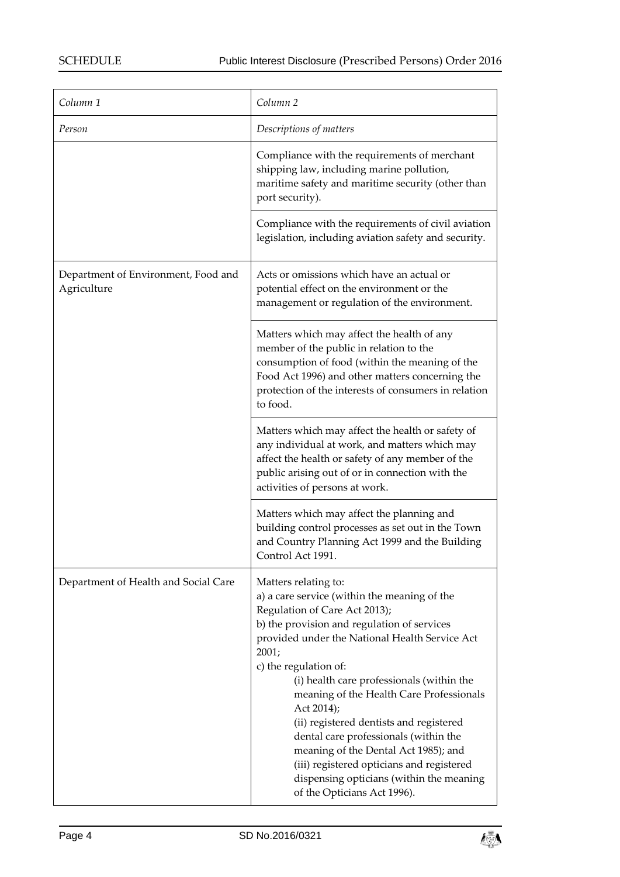| Column 1 | Column 2 |
|---|---|
| *Person* | *Descriptions of matters* |
| | Compliance with the requirements of merchant shipping law, including marine pollution, maritime safety and maritime security (other than port security). |
| | Compliance with the requirements of civil aviation legislation, including aviation safety and security. |
| Department of Environment, Food and Agriculture | Acts or omissions which have an actual or potential effect on the environment or the management or regulation of the environment. |
| | Matters which may affect the health of any member of the public in relation to the consumption of food (within the meaning of the Food Act 1996) and other matters concerning the protection of the interests of consumers in relation to food. |
| | Matters which may affect the health or safety of any individual at work, and matters which may affect the health or safety of any member of the public arising out of or in connection with the activities of persons at work. |
| | Matters which may affect the planning and building control processes as set out in the Town and Country Planning Act 1999 and the Building Control Act 1991. |
| Department of Health and Social Care | Matters relating to:<br>a) a care service (within the meaning of the Regulation of Care Act 2013);<br>b) the provision and regulation of services provided under the National Health Service Act 2001;<br>c) the regulation of:<br>(i) health care professionals (within the meaning of the Health Care Professionals Act 2014);<br>(ii) registered dentists and registered dental care professionals (within the meaning of the Dental Act 1985); and<br>(iii) registered opticians and registered dispensing opticians (within the meaning of the Opticians Act 1996). |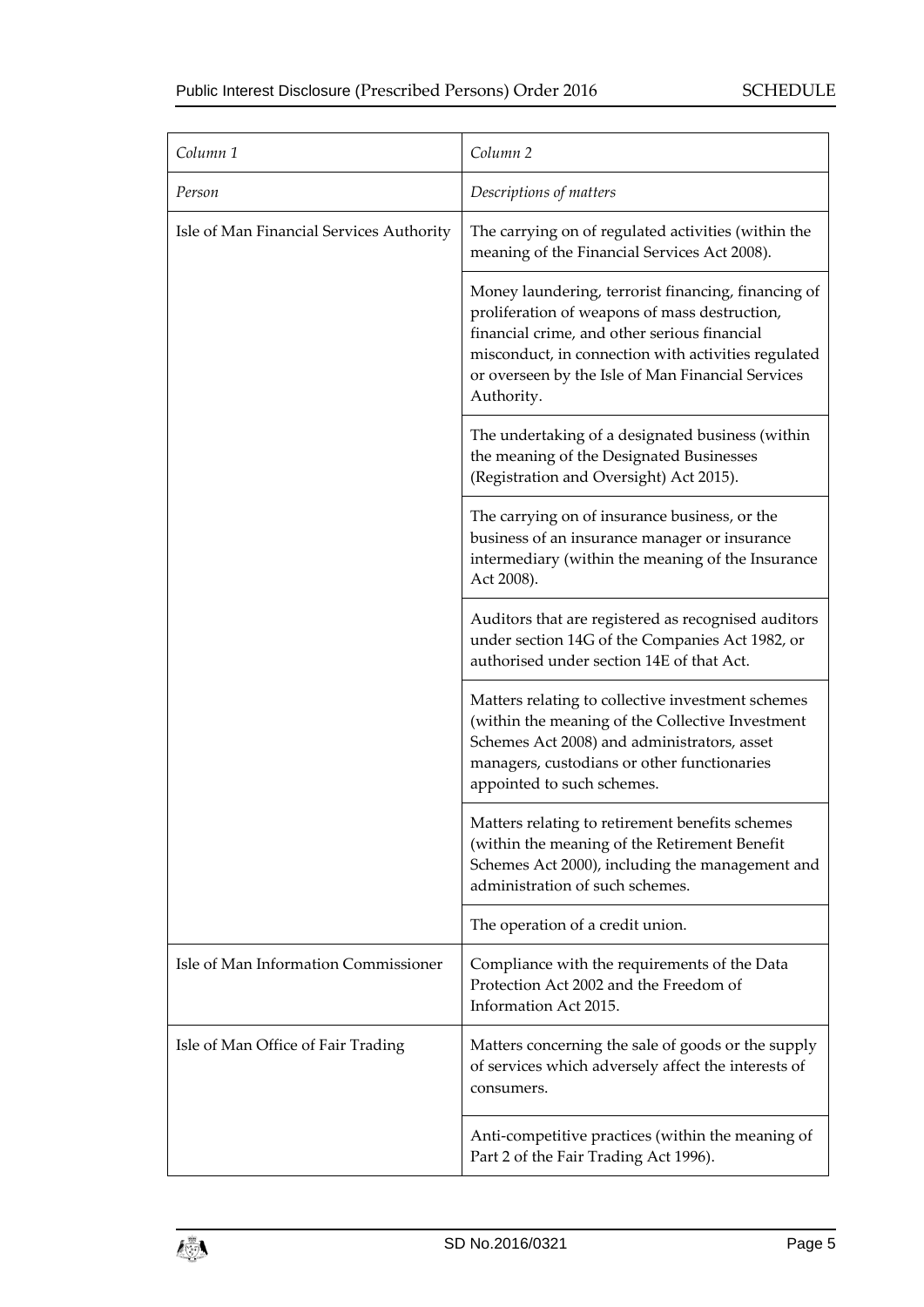| *Column 1* | *Column 2* |
|---|---|
| *Person* | *Descriptions of matters* |
| Isle of Man Financial Services Authority | The carrying on of regulated activities (within the meaning of the Financial Services Act 2008). |
| | Money laundering, terrorist financing, financing of proliferation of weapons of mass destruction, financial crime, and other serious financial misconduct, in connection with activities regulated or overseen by the Isle of Man Financial Services Authority. |
| | The undertaking of a designated business (within the meaning of the Designated Businesses (Registration and Oversight) Act 2015). |
| | The carrying on of insurance business, or the business of an insurance manager or insurance intermediary (within the meaning of the Insurance Act 2008). |
| | Auditors that are registered as recognised auditors under section 14G of the Companies Act 1982, or authorised under section 14E of that Act. |
| | Matters relating to collective investment schemes (within the meaning of the Collective Investment Schemes Act 2008) and administrators, asset managers, custodians or other functionaries appointed to such schemes. |
| | Matters relating to retirement benefits schemes (within the meaning of the Retirement Benefit Schemes Act 2000), including the management and administration of such schemes. |
| | The operation of a credit union. |
| Isle of Man Information Commissioner | Compliance with the requirements of the Data Protection Act 2002 and the Freedom of Information Act 2015. |
| Isle of Man Office of Fair Trading | Matters concerning the sale of goods or the supply of services which adversely affect the interests of consumers. |
| | Anti-competitive practices (within the meaning of Part 2 of the Fair Trading Act 1996). |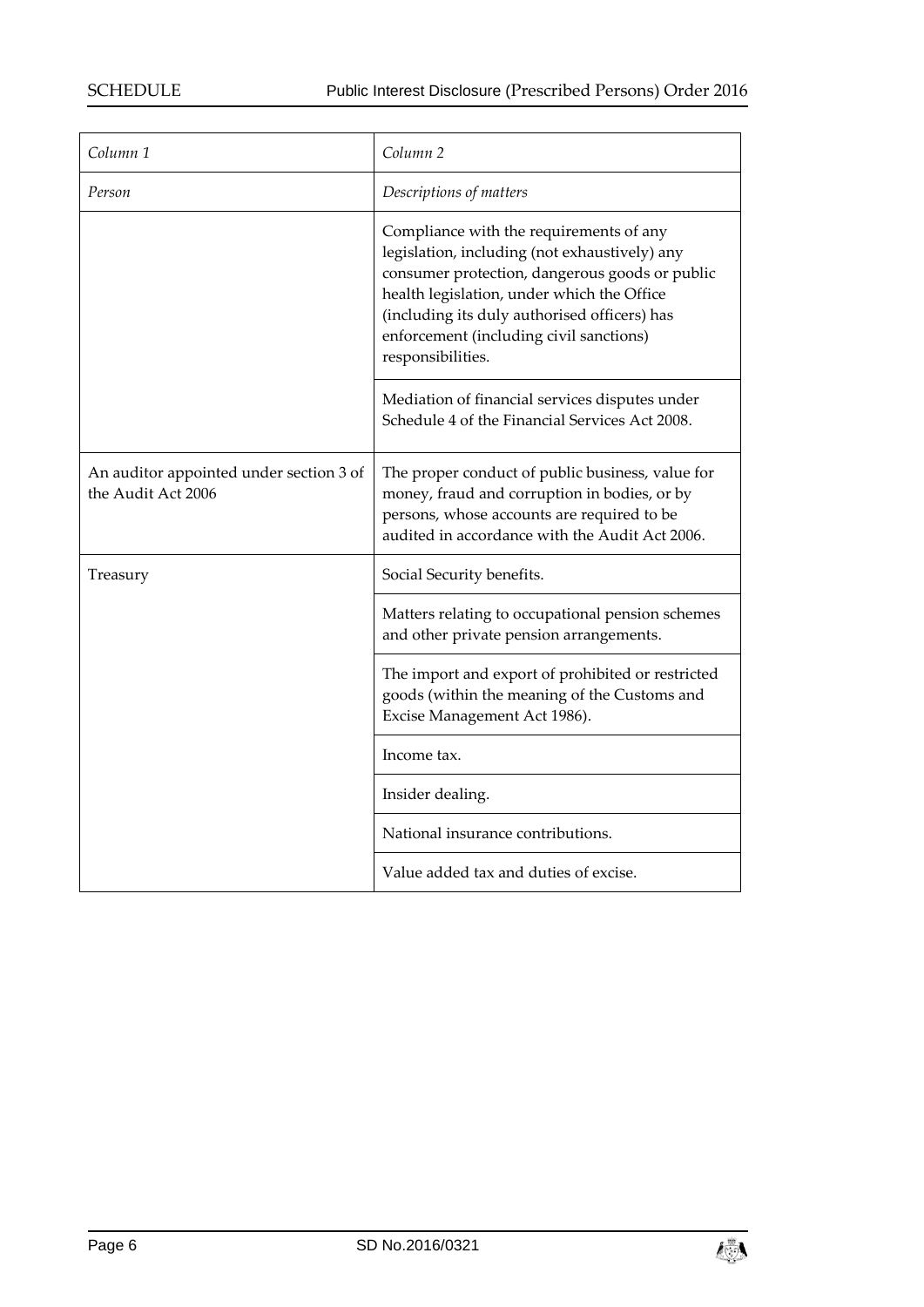| Column 1 | Column 2 |
| --- | --- |
| *Person* | *Descriptions of matters* |
| | Compliance with the requirements of any legislation, including (not exhaustively) any consumer protection, dangerous goods or public health legislation, under which the Office (including its duly authorised officers) has enforcement (including civil sanctions) responsibilities. |
| | Mediation of financial services disputes under Schedule 4 of the Financial Services Act 2008. |
| An auditor appointed under section 3 of the Audit Act 2006 | The proper conduct of public business, value for money, fraud and corruption in bodies, or by persons, whose accounts are required to be audited in accordance with the Audit Act 2006. |
| Treasury | Social Security benefits. |
| | Matters relating to occupational pension schemes and other private pension arrangements. |
| | The import and export of prohibited or restricted goods (within the meaning of the Customs and Excise Management Act 1986). |
| | Income tax. |
| | Insider dealing. |
| | National insurance contributions. |
| | Value added tax and duties of excise. |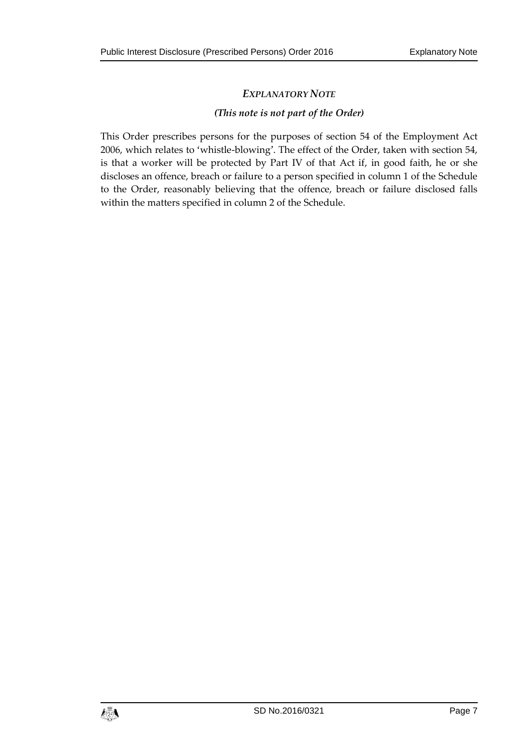## *EXPLANATORY NOTE*

***(This note is not part of the Order)***

This Order prescribes persons for the purposes of section 54 of the Employment Act 2006, which relates to 'whistle-blowing'. The effect of the Order, taken with section 54, is that a worker will be protected by Part IV of that Act if, in good faith, he or she discloses an offence, breach or failure to a person specified in column 1 of the Schedule to the Order, reasonably believing that the offence, breach or failure disclosed falls within the matters specified in column 2 of the Schedule.